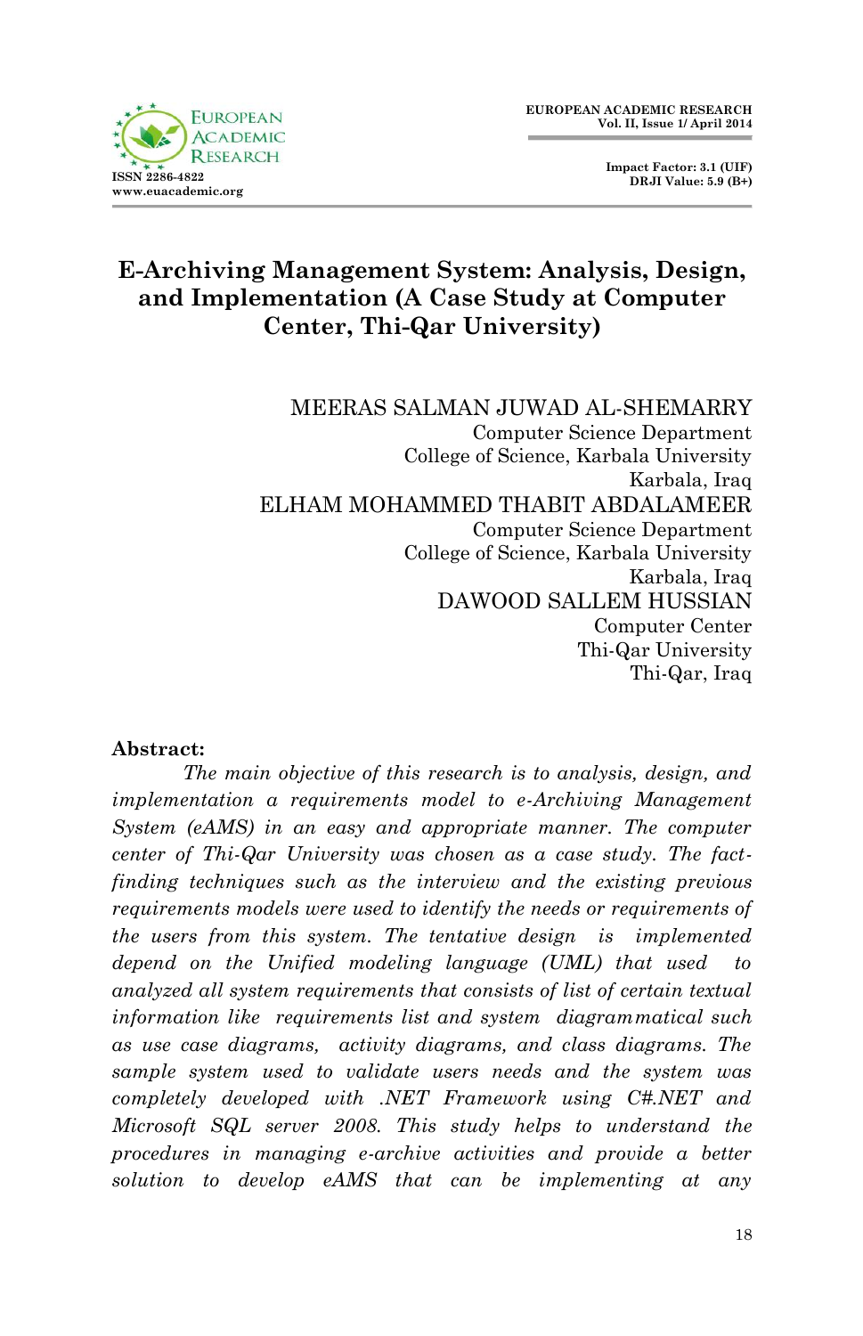# E-Archiving Management System: Analysis, Design, and Implementation (A Case Study at Computer Center, Thi-Qar University)

MEERAS SALMAN JUWAD AL-SHEMARRY
Computer Science Department
College of Science, Karbala University
Karbala, Iraq

ELHAM MOHAMMED THABIT ABDALAMEER
Computer Science Department
College of Science, Karbala University
Karbala, Iraq

DAWOOD SALLEM HUSSIAN
Computer Center
Thi-Qar University
Thi-Qar, Iraq

**Abstract:**

*The main objective of this research is to analysis, design, and implementation a requirements model to e-Archiving Management System (eAMS) in an easy and appropriate manner. The computer center of Thi-Qar University was chosen as a case study. The fact-finding techniques such as the interview and the existing previous requirements models were used to identify the needs or requirements of the users from this system. The tentative design is implemented depend on the Unified modeling language (UML) that used to analyzed all system requirements that consists of list of certain textual information like requirements list and system diagrammatical such as use case diagrams, activity diagrams, and class diagrams. The sample system used to validate users needs and the system was completely developed with .NET Framework using C#.NET and Microsoft SQL server 2008. This study helps to understand the procedures in managing e-archive activities and provide a better solution to develop eAMS that can be implementing at any*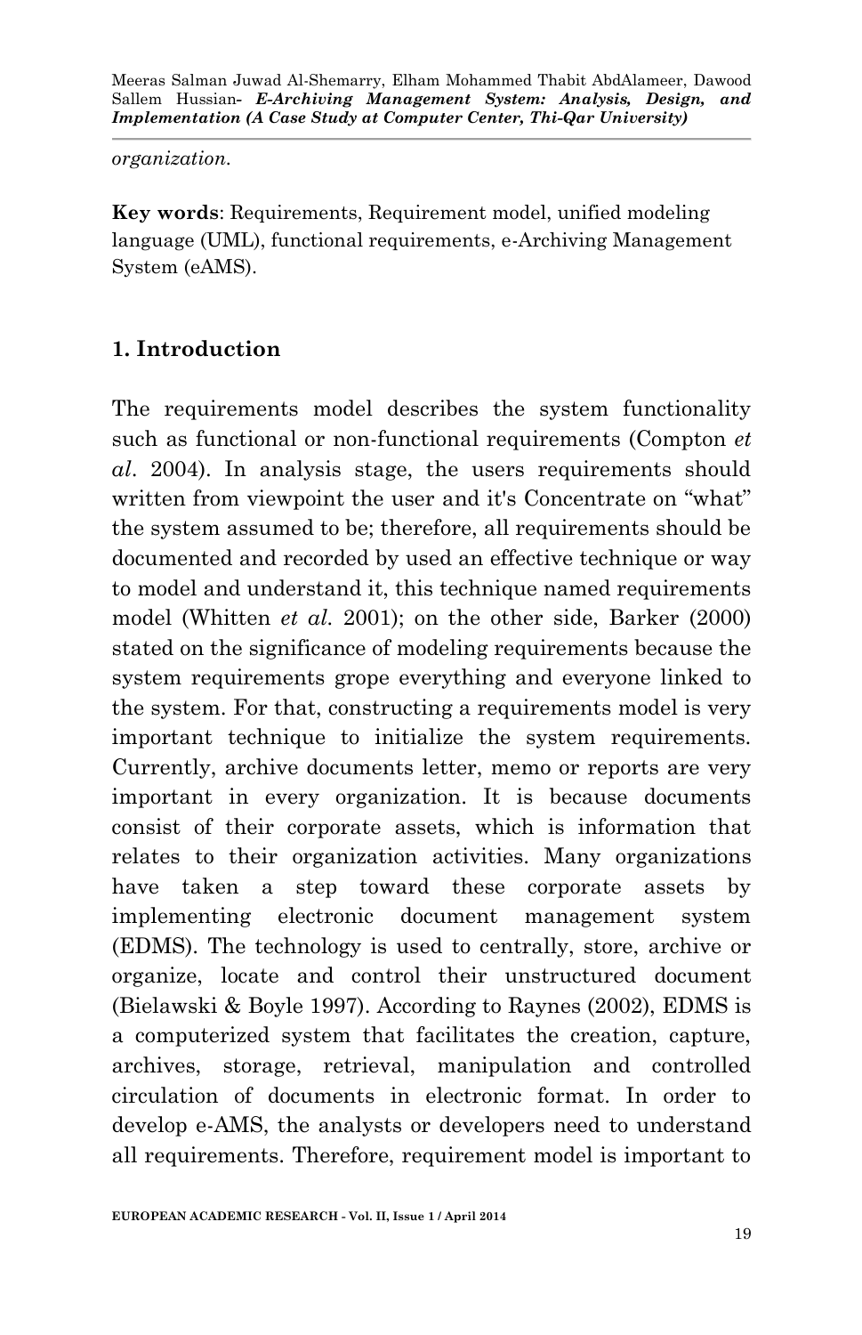*organization.*

**Key words**: Requirements, Requirement model, unified modeling language (UML), functional requirements, e-Archiving Management System (eAMS).

## 1. Introduction

The requirements model describes the system functionality such as functional or non-functional requirements (Compton *et al*. 2004). In analysis stage, the users requirements should written from viewpoint the user and it's Concentrate on "what" the system assumed to be; therefore, all requirements should be documented and recorded by used an effective technique or way to model and understand it, this technique named requirements model (Whitten *et al.* 2001); on the other side, Barker (2000) stated on the significance of modeling requirements because the system requirements grope everything and everyone linked to the system. For that, constructing a requirements model is very important technique to initialize the system requirements. Currently, archive documents letter, memo or reports are very important in every organization. It is because documents consist of their corporate assets, which is information that relates to their organization activities. Many organizations have taken a step toward these corporate assets by implementing electronic document management system (EDMS). The technology is used to centrally, store, archive or organize, locate and control their unstructured document (Bielawski & Boyle 1997). According to Raynes (2002), EDMS is a computerized system that facilitates the creation, capture, archives, storage, retrieval, manipulation and controlled circulation of documents in electronic format. In order to develop e-AMS, the analysts or developers need to understand all requirements. Therefore, requirement model is important to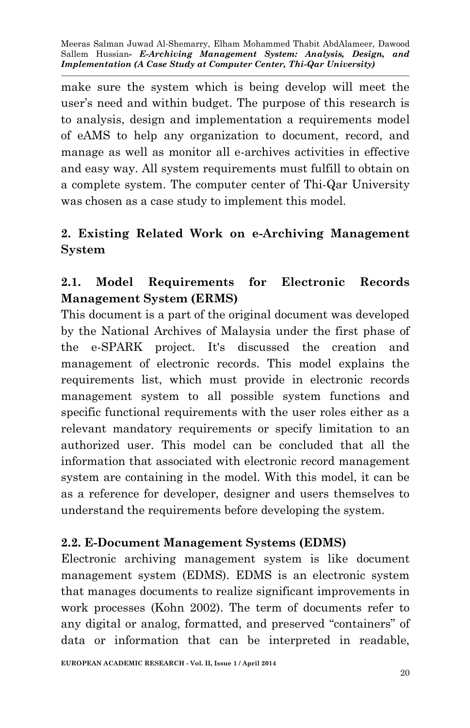make sure the system which is being develop will meet the user's need and within budget. The purpose of this research is to analysis, design and implementation a requirements model of eAMS to help any organization to document, record, and manage as well as monitor all e-archives activities in effective and easy way. All system requirements must fulfill to obtain on a complete system. The computer center of Thi-Qar University was chosen as a case study to implement this model.

## 2. Existing Related Work on e-Archiving Management System

### 2.1. Model Requirements for Electronic Records Management System (ERMS)

This document is a part of the original document was developed by the National Archives of Malaysia under the first phase of the e-SPARK project. It's discussed the creation and management of electronic records. This model explains the requirements list, which must provide in electronic records management system to all possible system functions and specific functional requirements with the user roles either as a relevant mandatory requirements or specify limitation to an authorized user. This model can be concluded that all the information that associated with electronic record management system are containing in the model. With this model, it can be as a reference for developer, designer and users themselves to understand the requirements before developing the system.

### 2.2. E-Document Management Systems (EDMS)

Electronic archiving management system is like document management system (EDMS). EDMS is an electronic system that manages documents to realize significant improvements in work processes (Kohn 2002). The term of documents refer to any digital or analog, formatted, and preserved "containers" of data or information that can be interpreted in readable,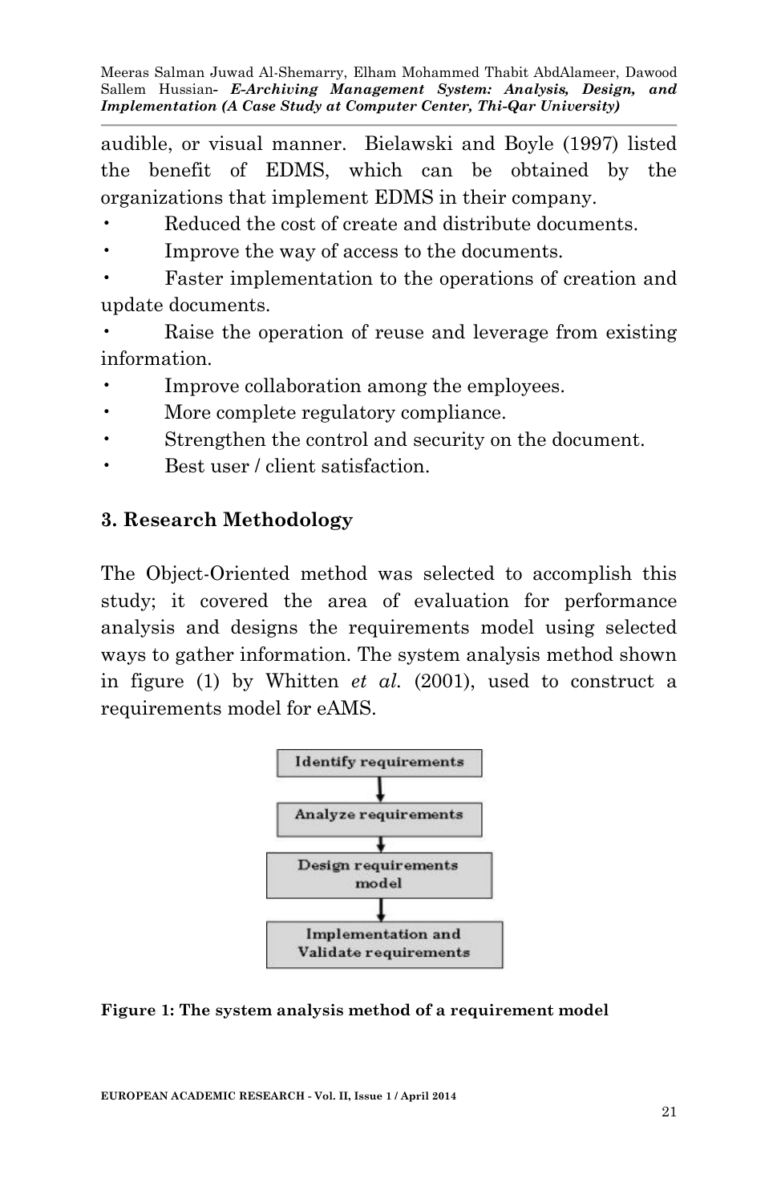audible, or visual manner. Bielawski and Boyle (1997) listed the benefit of EDMS, which can be obtained by the organizations that implement EDMS in their company.

- Reduced the cost of create and distribute documents.
- Improve the way of access to the documents.
- Faster implementation to the operations of creation and update documents.
- Raise the operation of reuse and leverage from existing information.
- Improve collaboration among the employees.
- More complete regulatory compliance.
- Strengthen the control and security on the document.
- Best user / client satisfaction.

## 3. Research Methodology

The Object-Oriented method was selected to accomplish this study; it covered the area of evaluation for performance analysis and designs the requirements model using selected ways to gather information. The system analysis method shown in figure (1) by Whitten *et al.* (2001), used to construct a requirements model for eAMS.

Identify requirements → Analyze requirements → Design requirements model → Implementation and Validate requirements

**Figure 1: The system analysis method of a requirement model**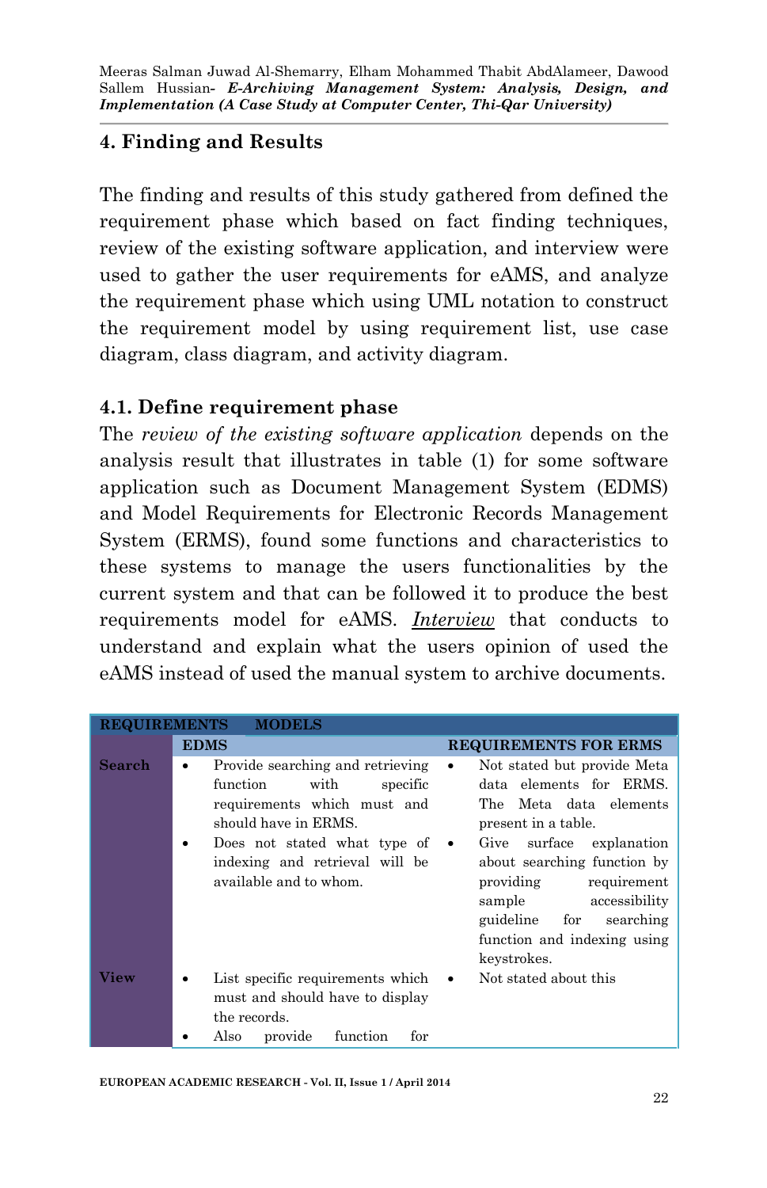## 4. Finding and Results

The finding and results of this study gathered from defined the requirement phase which based on fact finding techniques, review of the existing software application, and interview were used to gather the user requirements for eAMS, and analyze the requirement phase which using UML notation to construct the requirement model by using requirement list, use case diagram, class diagram, and activity diagram.

### 4.1. Define requirement phase

The *review of the existing software application* depends on the analysis result that illustrates in table (1) for some software application such as Document Management System (EDMS) and Model Requirements for Electronic Records Management System (ERMS), found some functions and characteristics to these systems to manage the users functionalities by the current system and that can be followed it to produce the best requirements model for eAMS. ***Interview*** that conducts to understand and explain what the users opinion of used the eAMS instead of used the manual system to archive documents.

| REQUIREMENTS | MODELS | |
|---|---|---|
| | **EDMS** | **REQUIREMENTS FOR ERMS** |
| **Search** | • Provide searching and retrieving function with specific requirements which must and should have in ERMS.<br>• Does not stated what type of indexing and retrieval will be available and to whom. | • Not stated but provide Meta data elements for ERMS. The Meta data elements present in a table.<br>• Give surface explanation about searching function by providing requirement sample accessibility guideline for searching function and indexing using keystrokes. |
| **View** | • List specific requirements which must and should have to display the records.<br>• Also provide function for | • Not stated about this |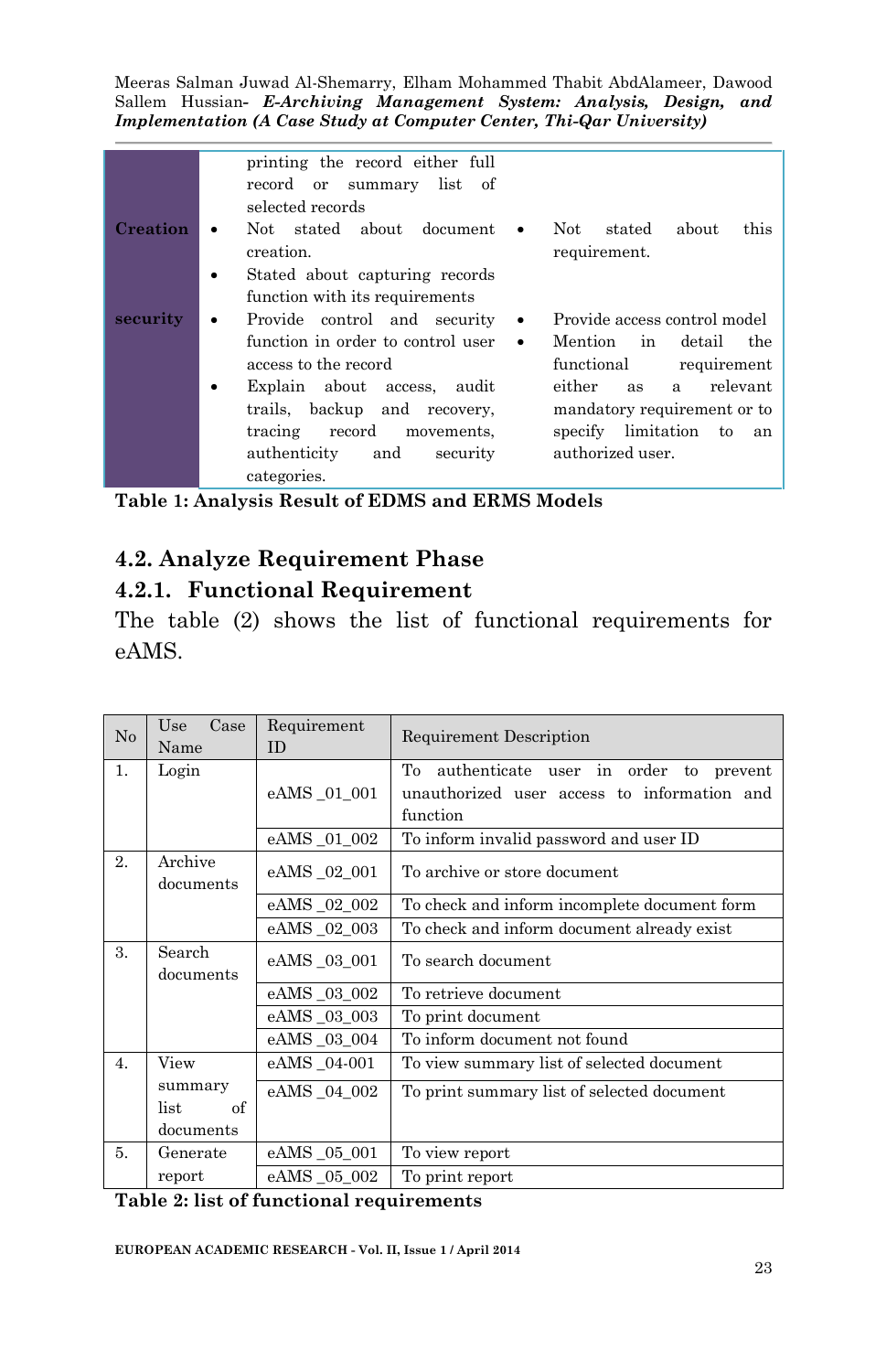| | | |
|---|---|---|
| | printing the record either full record or summary list of selected records | |
| **Creation** | • Not stated about document creation.<br>• Stated about capturing records function with its requirements | • Not stated about this requirement. |
| **security** | • Provide control and security function in order to control user access to the record<br>• Explain about access, audit trails, backup and recovery, tracing record movements, authenticity and security categories. | • Provide access control model<br>• Mention in detail the functional requirement either as a relevant mandatory requirement or to specify limitation to an authorized user. |

**Table 1: Analysis Result of EDMS and ERMS Models**

## 4.2. Analyze Requirement Phase

### 4.2.1. Functional Requirement

The table (2) shows the list of functional requirements for eAMS.

| No | Use Case Name | Requirement ID | Requirement Description |
|---|---|---|---|
| 1. | Login | eAMS _01_001 | To authenticate user in order to prevent unauthorized user access to information and function |
| | | eAMS _01_002 | To inform invalid password and user ID |
| 2. | Archive documents | eAMS _02_001 | To archive or store document |
| | | eAMS _02_002 | To check and inform incomplete document form |
| | | eAMS _02_003 | To check and inform document already exist |
| 3. | Search documents | eAMS _03_001 | To search document |
| | | eAMS _03_002 | To retrieve document |
| | | eAMS _03_003 | To print document |
| | | eAMS _03_004 | To inform document not found |
| 4. | View summary list of documents | eAMS _04-001 | To view summary list of selected document |
| | | eAMS _04_002 | To print summary list of selected document |
| 5. | Generate report | eAMS _05_001 | To view report |
| | | eAMS _05_002 | To print report |

**Table 2: list of functional requirements**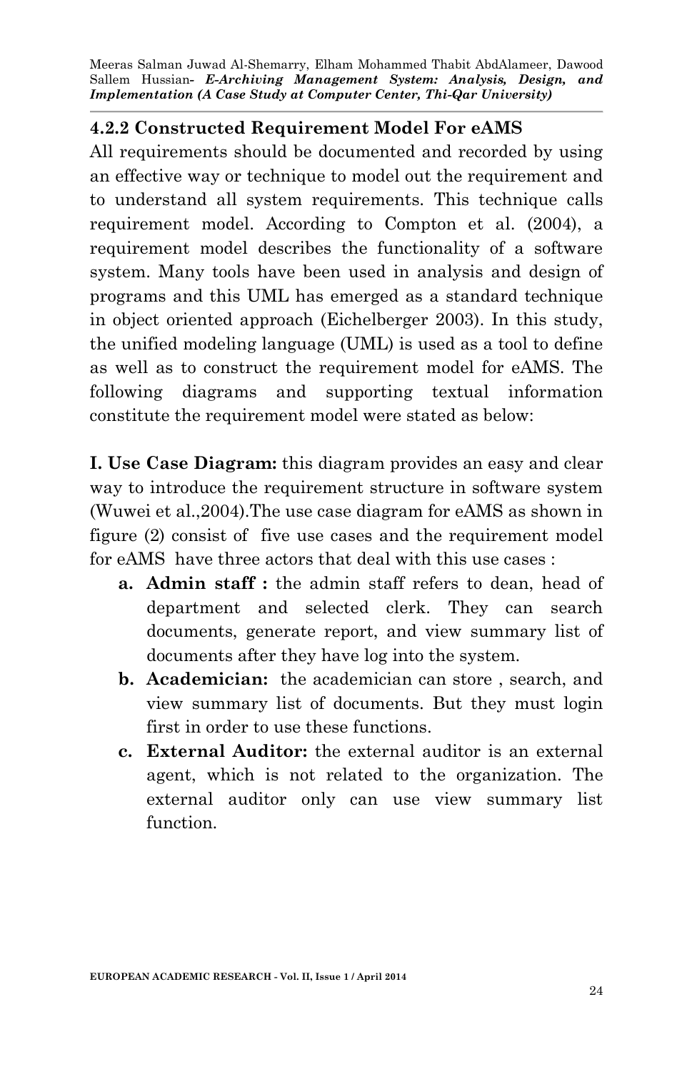### 4.2.2 Constructed Requirement Model For eAMS

All requirements should be documented and recorded by using an effective way or technique to model out the requirement and to understand all system requirements. This technique calls requirement model. According to Compton et al. (2004), a requirement model describes the functionality of a software system. Many tools have been used in analysis and design of programs and this UML has emerged as a standard technique in object oriented approach (Eichelberger 2003). In this study, the unified modeling language (UML) is used as a tool to define as well as to construct the requirement model for eAMS. The following diagrams and supporting textual information constitute the requirement model were stated as below:

**I. Use Case Diagram:** this diagram provides an easy and clear way to introduce the requirement structure in software system (Wuwei et al.,2004).The use case diagram for eAMS as shown in figure (2) consist of five use cases and the requirement model for eAMS have three actors that deal with this use cases :

a. **Admin staff :** the admin staff refers to dean, head of department and selected clerk. They can search documents, generate report, and view summary list of documents after they have log into the system.
b. **Academician:** the academician can store , search, and view summary list of documents. But they must login first in order to use these functions.
c. **External Auditor:** the external auditor is an external agent, which is not related to the organization. The external auditor only can use view summary list function.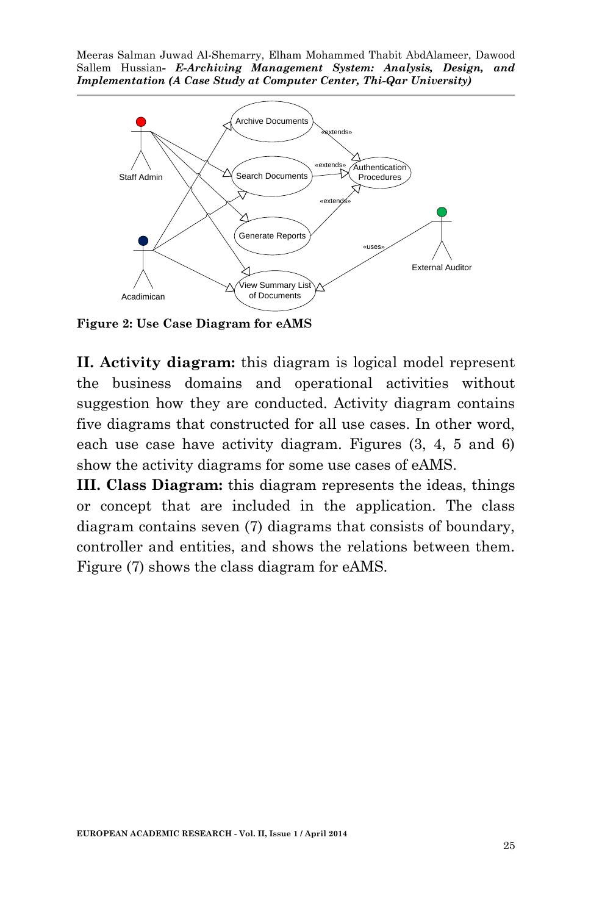**Figure 2: Use Case Diagram for eAMS**

**II. Activity diagram:** this diagram is logical model represent the business domains and operational activities without suggestion how they are conducted. Activity diagram contains five diagrams that constructed for all use cases. In other word, each use case have activity diagram. Figures (3, 4, 5 and 6) show the activity diagrams for some use cases of eAMS.

**III. Class Diagram:** this diagram represents the ideas, things or concept that are included in the application. The class diagram contains seven (7) diagrams that consists of boundary, controller and entities, and shows the relations between them. Figure (7) shows the class diagram for eAMS.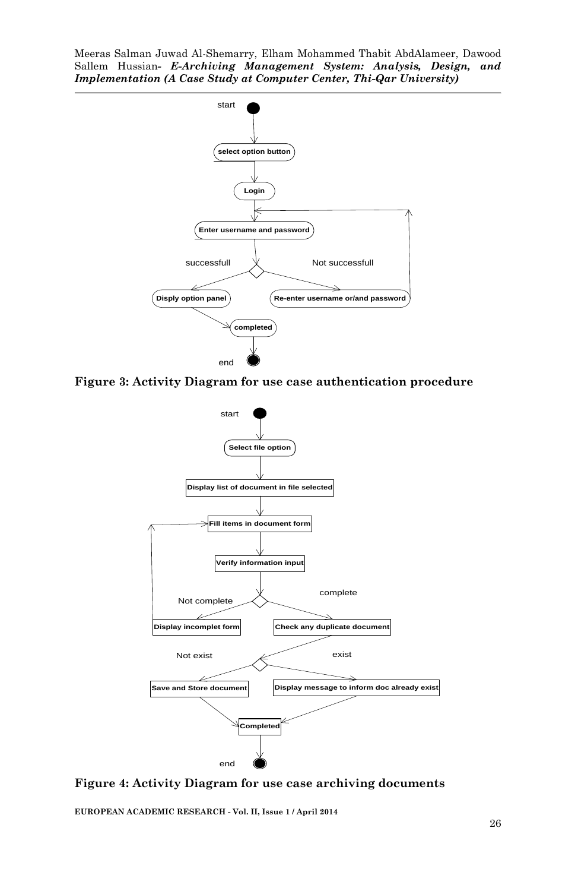**Figure 3: Activity Diagram for use case authentication procedure**

**Figure 4: Activity Diagram for use case archiving documents**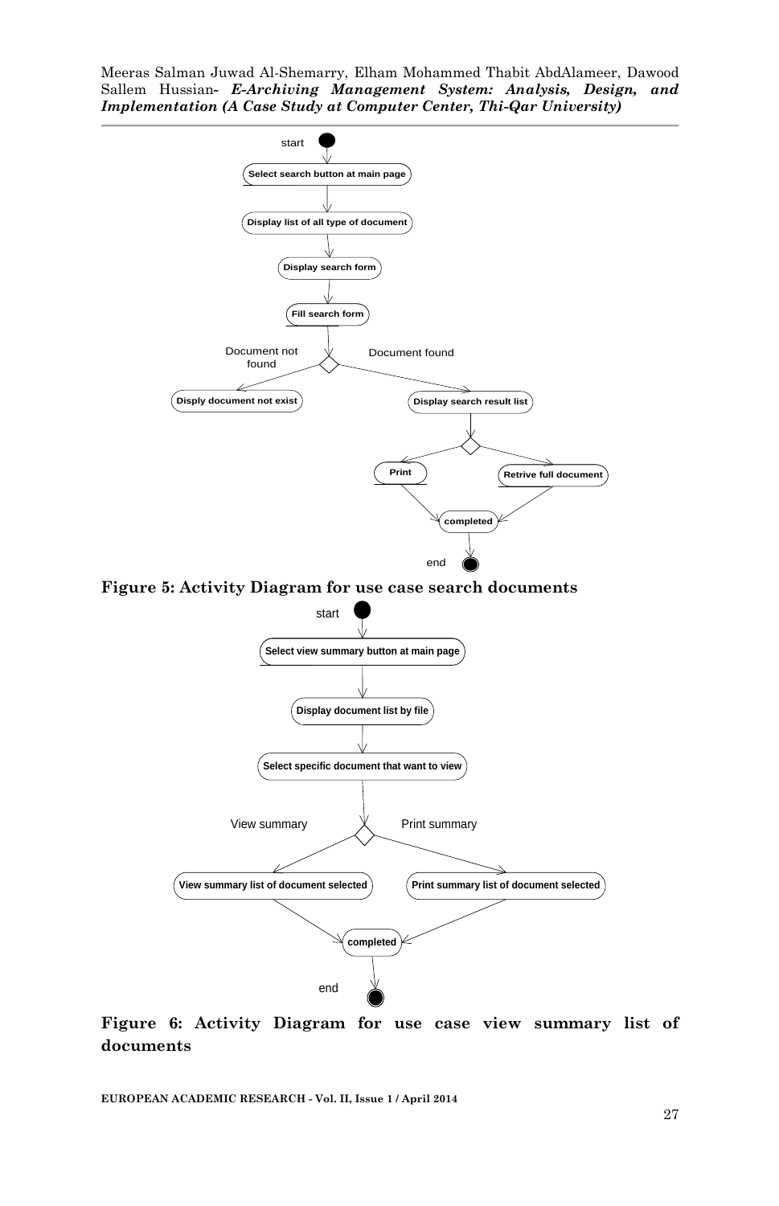start

Select search button at main page

Display list of all type of document

Display search form

Fill search form

Document not found

Document found

Disply document not exist

Display search result list

Print

Retrive full document

completed

end

**Figure 5: Activity Diagram for use case search documents**

start

Select view summary button at main page

Display document list by file

Select specific document that want to view

View summary

Print summary

View summary list of document selected

Print summary list of document selected

completed

end

**Figure 6: Activity Diagram for use case view summary list of documents**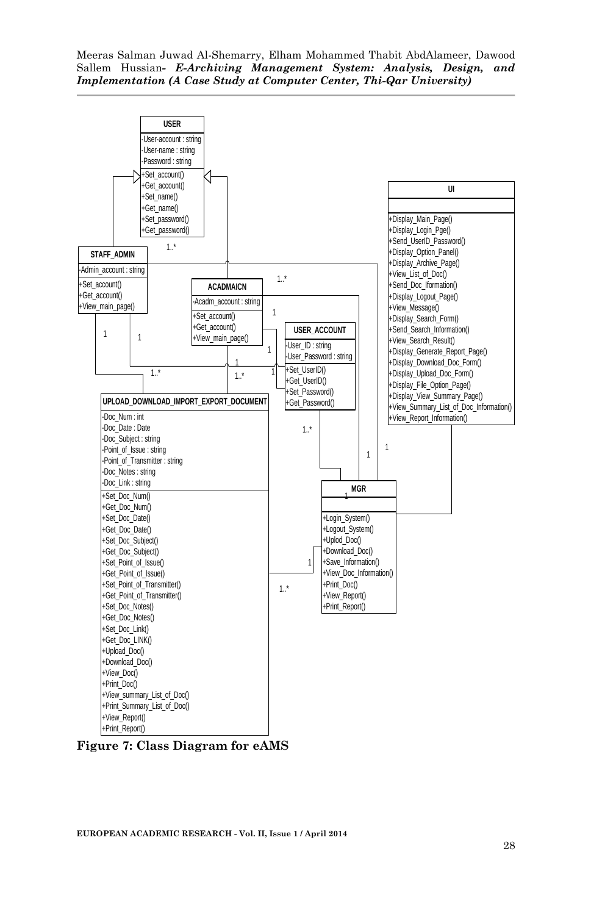**USER**
- -User-account : string
- -User-name : string
- -Password : string
- +Set_account()
- +Get_account()
- +Set_name()
- +Get_name()
- +Set_password()
- +Get_password()

**STAFF_ADMIN**
- -Admin_account : string
- +Set_account()
- +Get_account()
- +View_main_page()

**ACADMAICN**
- -Acadm_account : string
- +Set_account()
- +Get_account()
- +View_main_page()

**USER_ACCOUNT**
- -User_ID : string
- -User_Password : string
- +Set_UserID()
- +Get_UserID()
- +Set_Password()
- +Get_Password()

**UI**
- +Display_Main_Page()
- +Display_Login_Pge()
- +Send_UserID_Password()
- +Display_Option_Panel()
- +Display_Archive_Page()
- +View_List_of_Doc()
- +Send_Doc_Iformation()
- +Display_Logout_Page()
- +View_Message()
- +Display_Search_Form()
- +Send_Search_Information()
- +View_Search_Result()
- +Display_Generate_Report_Page()
- +Display_Download_Doc_Form()
- +Display_Upload_Doc_Form()
- +Display_File_Option_Page()
- +Display_View_Summary_Page()
- +View_Summary_List_of_Doc_Information()
- +View_Report_Information()

**UPLOAD_DOWNLOAD_IMPORT_EXPORT_DOCUMENT**
- -Doc_Num : int
- -Doc_Date : Date
- -Doc_Subject : string
- -Point_of_Issue : string
- -Point_of_Transmitter : string
- -Doc_Notes : string
- -Doc_Link : string
- +Set_Doc_Num()
- +Get_Doc_Num()
- +Set_Doc_Date()
- +Get_Doc_Date()
- +Set_Doc_Subject()
- +Get_Doc_Subject()
- +Set_Point_of_Issue()
- +Get_Point_of_Issue()
- +Set_Point_of_Transmitter()
- +Get_Point_of_Transmitter()
- +Set_Doc_Notes()
- +Get_Doc_Notes()
- +Set_Doc_Link()
- +Get_Doc_LINK()
- +Upload_Doc()
- +Download_Doc()
- +View_Doc()
- +Print_Doc()
- +View_summary_List_of_Doc()
- +Print_Summary_List_of_Doc()
- +View_Report()
- +Print_Report()

**MGR**
- +Login_System()
- +Logout_System()
- +Uplod_Doc()
- +Download_Doc()
- +Save_Information()
- +View_Doc_Information()
- +Print_Doc()
- +View_Report()
- +Print_Report()

**Figure 7: Class Diagram for eAMS**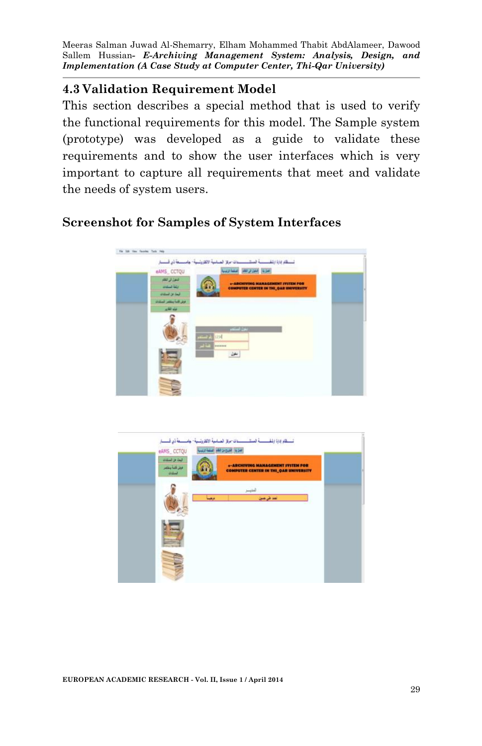## 4.3 Validation Requirement Model

This section describes a special method that is used to verify the functional requirements for this model. The Sample system (prototype) was developed as a guide to validate these requirements and to show the user interfaces which is very important to capture all requirements that meet and validate the needs of system users.

### Screenshot for Samples of System Interfaces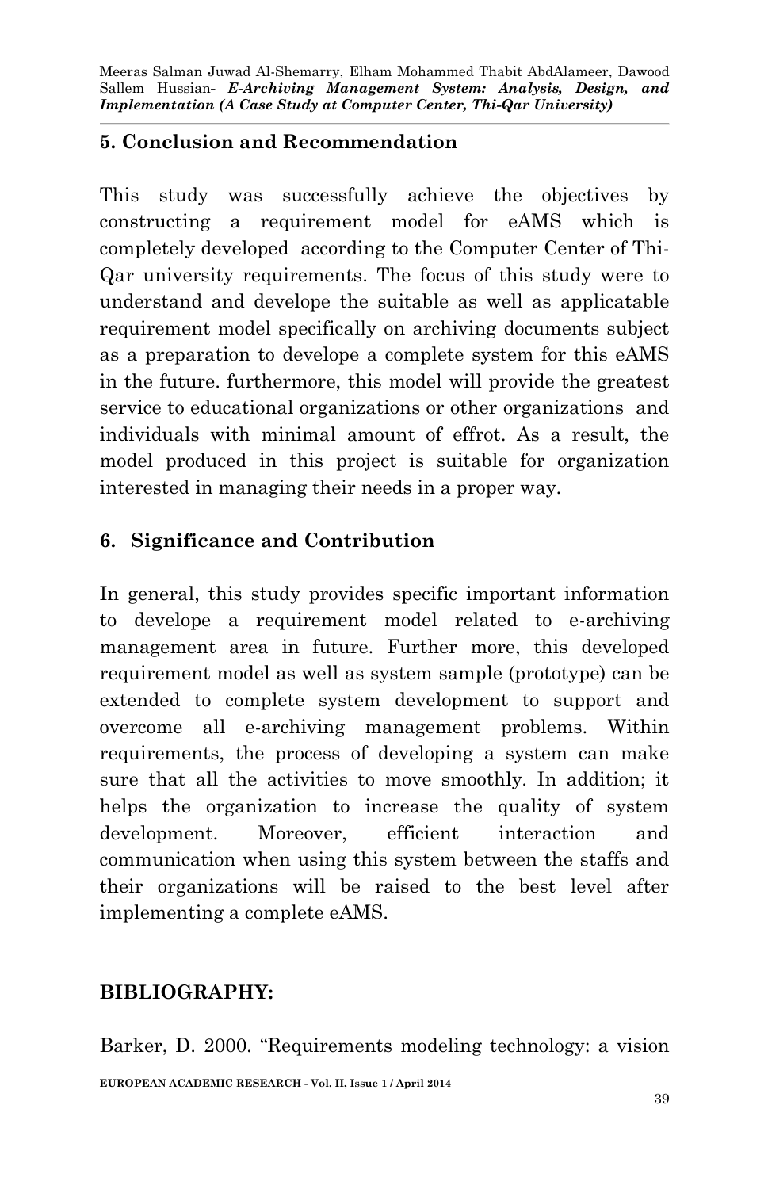## 5. Conclusion and Recommendation

This study was successfully achieve the objectives by constructing a requirement model for eAMS which is completely developed according to the Computer Center of Thi-Qar university requirements. The focus of this study were to understand and develope the suitable as well as applicatable requirement model specifically on archiving documents subject as a preparation to develope a complete system for this eAMS in the future. furthermore, this model will provide the greatest service to educational organizations or other organizations and individuals with minimal amount of effrot. As a result, the model produced in this project is suitable for organization interested in managing their needs in a proper way.

## 6. Significance and Contribution

In general, this study provides specific important information to develope a requirement model related to e-archiving management area in future. Further more, this developed requirement model as well as system sample (prototype) can be extended to complete system development to support and overcome all e-archiving management problems. Within requirements, the process of developing a system can make sure that all the activities to move smoothly. In addition; it helps the organization to increase the quality of system development. Moreover, efficient interaction and communication when using this system between the staffs and their organizations will be raised to the best level after implementing a complete eAMS.

## BIBLIOGRAPHY:

Barker, D. 2000. "Requirements modeling technology: a vision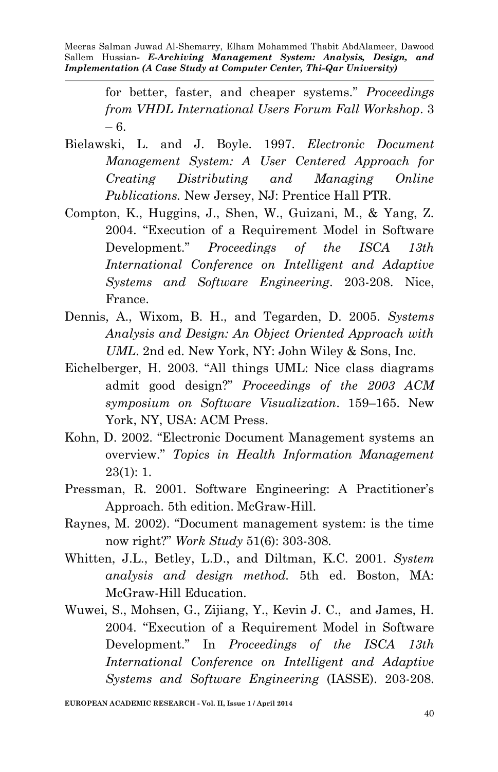for better, faster, and cheaper systems." *Proceedings from VHDL International Users Forum Fall Workshop*. 3 – 6.

Bielawski, L. and J. Boyle. 1997. *Electronic Document Management System: A User Centered Approach for Creating Distributing and Managing Online Publications.* New Jersey, NJ: Prentice Hall PTR.

Compton, K., Huggins, J., Shen, W., Guizani, M., & Yang, Z. 2004. "Execution of a Requirement Model in Software Development." *Proceedings of the ISCA 13th International Conference on Intelligent and Adaptive Systems and Software Engineering*. 203-208. Nice, France.

Dennis, A., Wixom, B. H., and Tegarden, D. 2005. *Systems Analysis and Design: An Object Oriented Approach with UML*. 2nd ed. New York, NY: John Wiley & Sons, Inc.

Eichelberger, H. 2003. "All things UML: Nice class diagrams admit good design?" *Proceedings of the 2003 ACM symposium on Software Visualization*. 159–165. New York, NY, USA: ACM Press.

Kohn, D. 2002. "Electronic Document Management systems an overview." *Topics in Health Information Management* 23(1): 1.

Pressman, R. 2001. Software Engineering: A Practitioner's Approach. 5th edition. McGraw-Hill.

Raynes, M. 2002). "Document management system: is the time now right?" *Work Study* 51(6): 303-308.

Whitten, J.L., Betley, L.D., and Diltman, K.C. 2001. *System analysis and design method.* 5th ed. Boston, MA: McGraw-Hill Education.

Wuwei, S., Mohsen, G., Zijiang, Y., Kevin J. C., and James, H. 2004. "Execution of a Requirement Model in Software Development." In *Proceedings of the ISCA 13th International Conference on Intelligent and Adaptive Systems and Software Engineering* (IASSE). 203-208.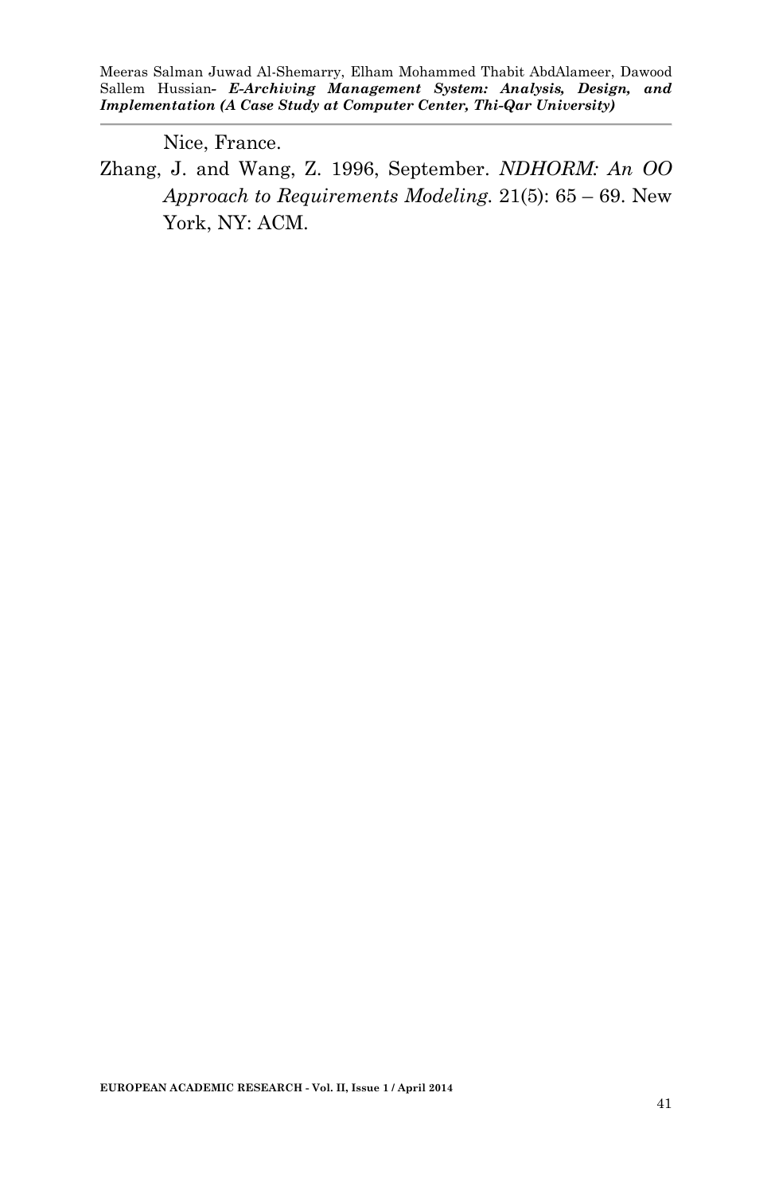Nice, France.

Zhang, J. and Wang, Z. 1996, September. *NDHORM: An OO Approach to Requirements Modeling*. 21(5): 65 – 69. New York, NY: ACM.